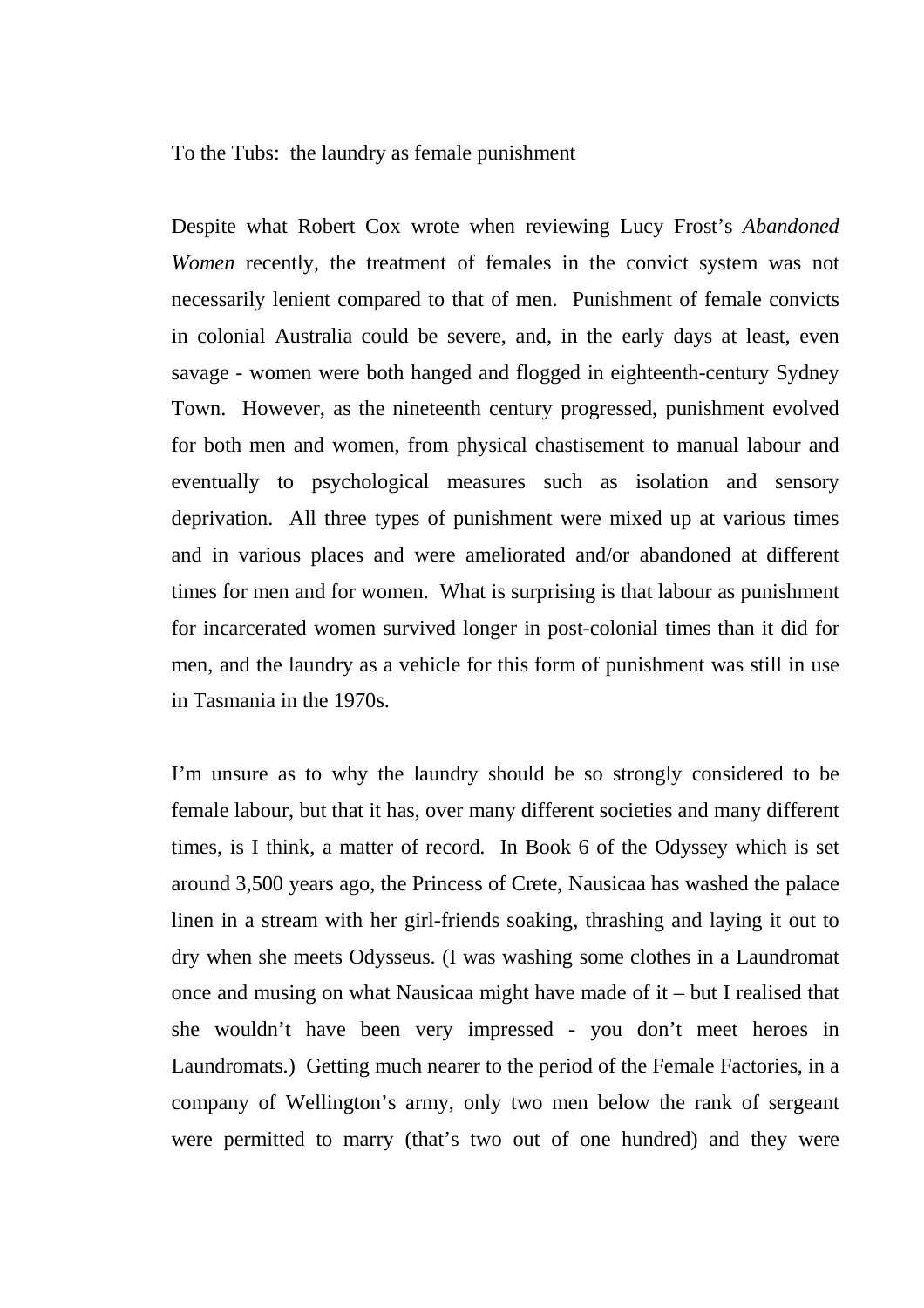# To the Tubs: the laundry as female punishment

Despite what Robert Cox wrote when reviewing Lucy Frost's *Abandoned Women* recently, the treatment of females in the convict system was not necessarily lenient compared to that of men. Punishment of female convicts in colonial Australia could be severe, and, in the early days at least, even savage - women were both hanged and flogged in eighteenth-century Sydney Town. However, as the nineteenth century progressed, punishment evolved for both men and women, from physical chastisement to manual labour and eventually to psychological measures such as isolation and sensory deprivation. All three types of punishment were mixed up at various times and in various places and were ameliorated and/or abandoned at different times for men and for women. What is surprising is that labour as punishment for incarcerated women survived longer in post-colonial times than it did for men, and the laundry as a vehicle for this form of punishment was still in use in Tasmania in the 1970s.

I'm unsure as to why the laundry should be so strongly considered to be female labour, but that it has, over many different societies and many different times, is I think, a matter of record. In Book 6 of the Odyssey which is set around 3,500 years ago, the Princess of Crete, Nausicaa has washed the palace linen in a stream with her girl-friends soaking, thrashing and laying it out to dry when she meets Odysseus. (I was washing some clothes in a Laundromat once and musing on what Nausicaa might have made of it – but I realised that she wouldn't have been very impressed - you don't meet heroes in Laundromats.) Getting much nearer to the period of the Female Factories, in a company of Wellington's army, only two men below the rank of sergeant were permitted to marry (that's two out of one hundred) and they were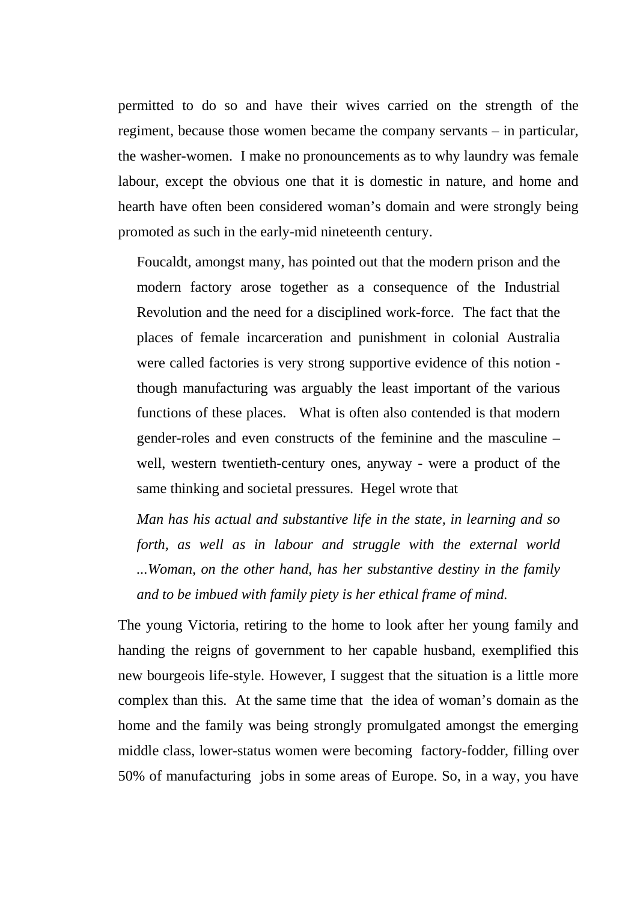permitted to do so and have their wives carried on the strength of the regiment, because those women became the company servants – in particular, the washer-women. I make no pronouncements as to why laundry was female labour, except the obvious one that it is domestic in nature, and home and hearth have often been considered woman's domain and were strongly being promoted as such in the early-mid nineteenth century.

> Foucaldt, amongst many, has pointed out that the modern prison and the modern factory arose together as a consequence of the Industrial Revolution and the need for a disciplined work-force. The fact that the places of female incarceration and punishment in colonial Australia were called factories is very strong supportive evidence of this notion - though manufacturing was arguably the least important of the various functions of these places. What is often also contended is that modern gender-roles and even constructs of the feminine and the masculine – well, western twentieth-century ones, anyway - were a product of the same thinking and societal pressures. Hegel wrote that
>
> *Man has his actual and substantive life in the state, in learning and so forth, as well as in labour and struggle with the external world ...Woman, on the other hand, has her substantive destiny in the family and to be imbued with family piety is her ethical frame of mind.*

The young Victoria, retiring to the home to look after her young family and handing the reigns of government to her capable husband, exemplified this new bourgeois life-style. However, I suggest that the situation is a little more complex than this. At the same time that the idea of woman's domain as the home and the family was being strongly promulgated amongst the emerging middle class, lower-status women were becoming factory-fodder, filling over 50% of manufacturing jobs in some areas of Europe. So, in a way, you have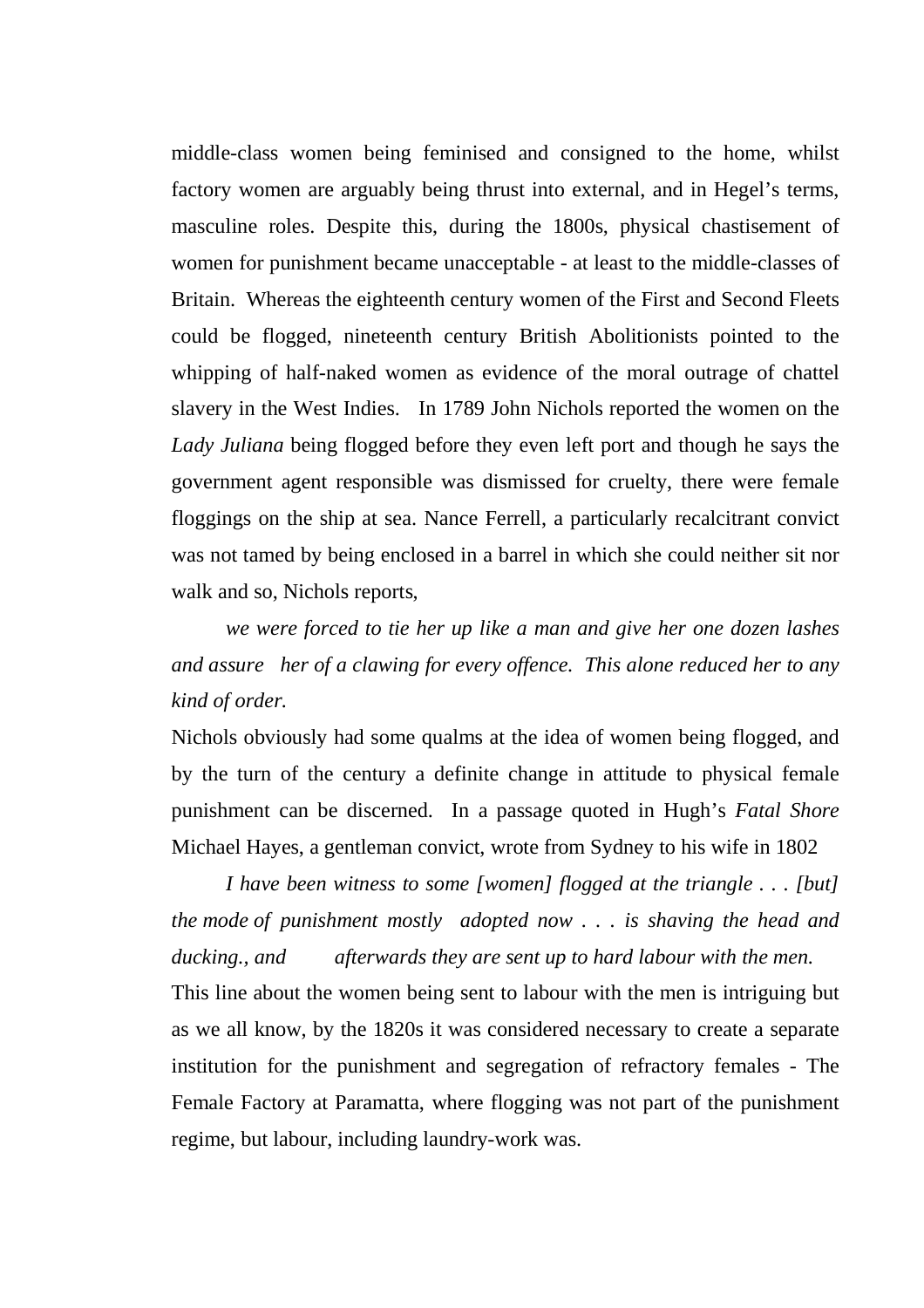middle-class women being feminised and consigned to the home, whilst factory women are arguably being thrust into external, and in Hegel's terms, masculine roles. Despite this, during the 1800s, physical chastisement of women for punishment became unacceptable - at least to the middle-classes of Britain. Whereas the eighteenth century women of the First and Second Fleets could be flogged, nineteenth century British Abolitionists pointed to the whipping of half-naked women as evidence of the moral outrage of chattel slavery in the West Indies. In 1789 John Nichols reported the women on the *Lady Juliana* being flogged before they even left port and though he says the government agent responsible was dismissed for cruelty, there were female floggings on the ship at sea. Nance Ferrell, a particularly recalcitrant convict was not tamed by being enclosed in a barrel in which she could neither sit nor walk and so, Nichols reports,

> *we were forced to tie her up like a man and give her one dozen lashes and assure her of a clawing for every offence. This alone reduced her to any kind of order.*

Nichols obviously had some qualms at the idea of women being flogged, and by the turn of the century a definite change in attitude to physical female punishment can be discerned. In a passage quoted in Hugh's *Fatal Shore* Michael Hayes, a gentleman convict, wrote from Sydney to his wife in 1802

> *I have been witness to some [women] flogged at the triangle . . . [but] the mode of punishment mostly adopted now . . . is shaving the head and ducking., and afterwards they are sent up to hard labour with the men.*

This line about the women being sent to labour with the men is intriguing but as we all know, by the 1820s it was considered necessary to create a separate institution for the punishment and segregation of refractory females - The Female Factory at Paramatta, where flogging was not part of the punishment regime, but labour, including laundry-work was.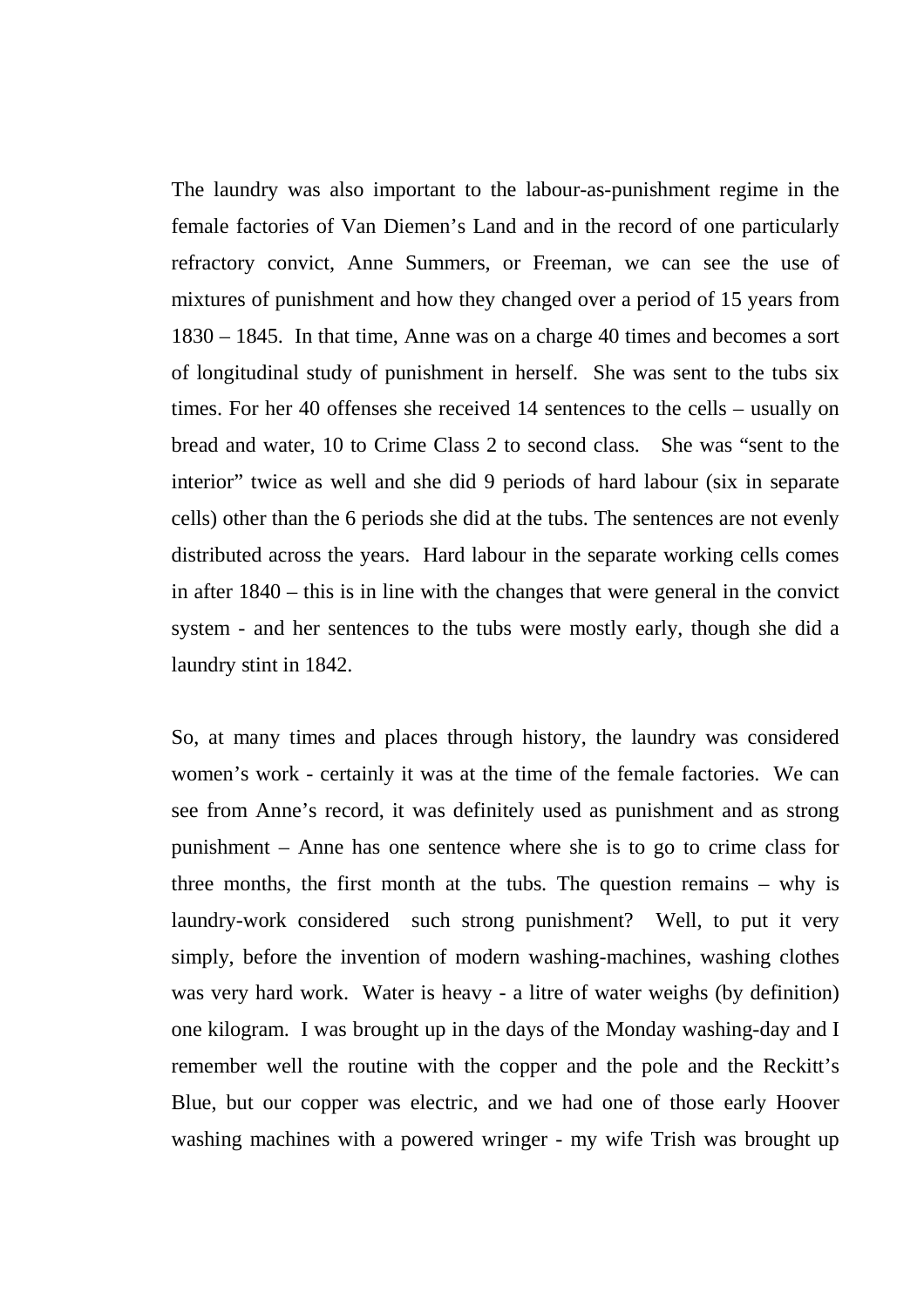The laundry was also important to the labour-as-punishment regime in the female factories of Van Diemen's Land and in the record of one particularly refractory convict, Anne Summers, or Freeman, we can see the use of mixtures of punishment and how they changed over a period of 15 years from 1830 – 1845. In that time, Anne was on a charge 40 times and becomes a sort of longitudinal study of punishment in herself. She was sent to the tubs six times. For her 40 offenses she received 14 sentences to the cells – usually on bread and water, 10 to Crime Class 2 to second class. She was "sent to the interior" twice as well and she did 9 periods of hard labour (six in separate cells) other than the 6 periods she did at the tubs. The sentences are not evenly distributed across the years. Hard labour in the separate working cells comes in after 1840 – this is in line with the changes that were general in the convict system - and her sentences to the tubs were mostly early, though she did a laundry stint in 1842.

So, at many times and places through history, the laundry was considered women's work - certainly it was at the time of the female factories. We can see from Anne's record, it was definitely used as punishment and as strong punishment – Anne has one sentence where she is to go to crime class for three months, the first month at the tubs. The question remains – why is laundry-work considered such strong punishment? Well, to put it very simply, before the invention of modern washing-machines, washing clothes was very hard work. Water is heavy - a litre of water weighs (by definition) one kilogram. I was brought up in the days of the Monday washing-day and I remember well the routine with the copper and the pole and the Reckitt's Blue, but our copper was electric, and we had one of those early Hoover washing machines with a powered wringer - my wife Trish was brought up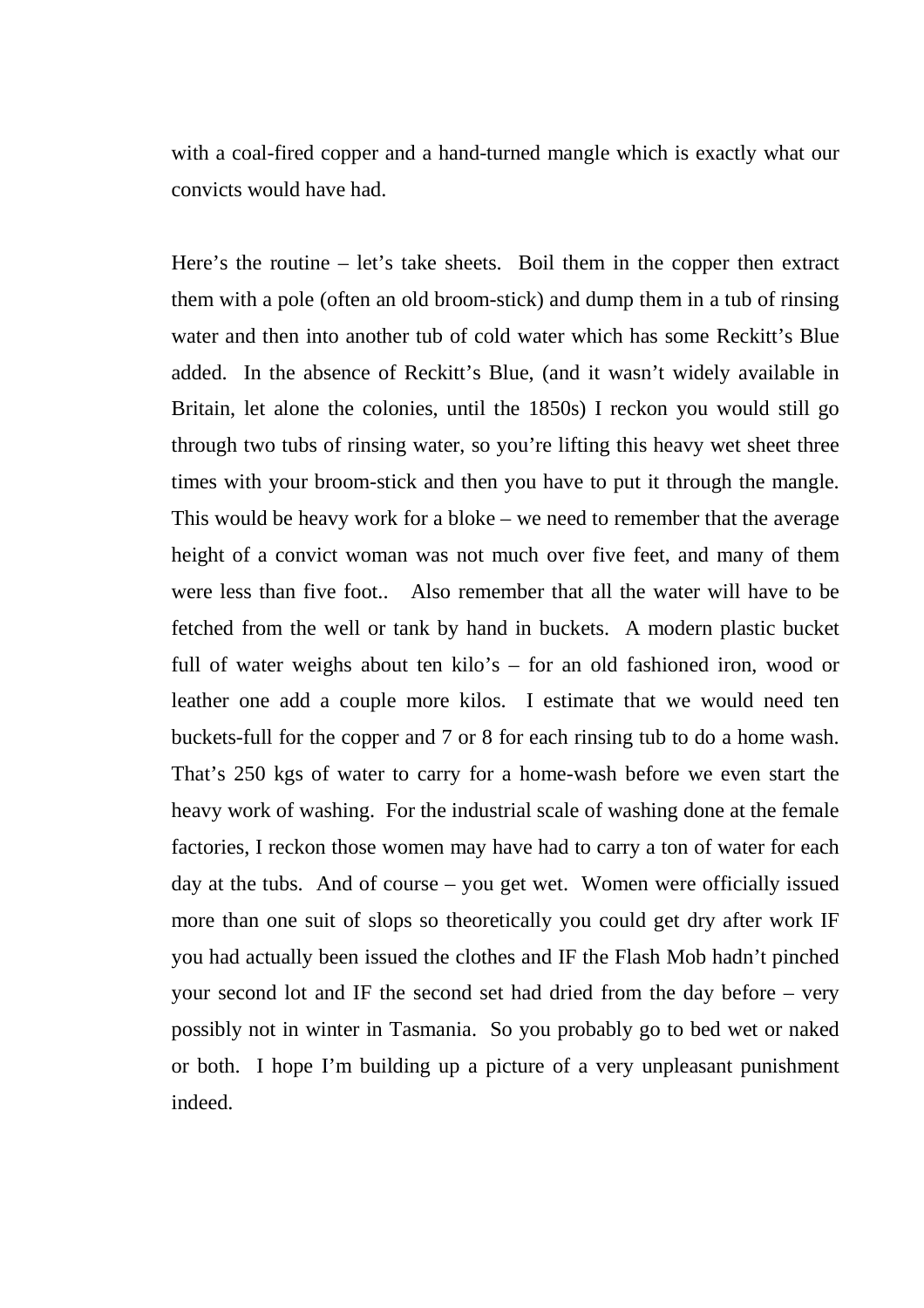with a coal-fired copper and a hand-turned mangle which is exactly what our convicts would have had.

Here's the routine – let's take sheets. Boil them in the copper then extract them with a pole (often an old broom-stick) and dump them in a tub of rinsing water and then into another tub of cold water which has some Reckitt's Blue added. In the absence of Reckitt's Blue, (and it wasn't widely available in Britain, let alone the colonies, until the 1850s) I reckon you would still go through two tubs of rinsing water, so you're lifting this heavy wet sheet three times with your broom-stick and then you have to put it through the mangle. This would be heavy work for a bloke – we need to remember that the average height of a convict woman was not much over five feet, and many of them were less than five foot.. Also remember that all the water will have to be fetched from the well or tank by hand in buckets. A modern plastic bucket full of water weighs about ten kilo's – for an old fashioned iron, wood or leather one add a couple more kilos. I estimate that we would need ten buckets-full for the copper and 7 or 8 for each rinsing tub to do a home wash. That's 250 kgs of water to carry for a home-wash before we even start the heavy work of washing. For the industrial scale of washing done at the female factories, I reckon those women may have had to carry a ton of water for each day at the tubs. And of course – you get wet. Women were officially issued more than one suit of slops so theoretically you could get dry after work IF you had actually been issued the clothes and IF the Flash Mob hadn't pinched your second lot and IF the second set had dried from the day before – very possibly not in winter in Tasmania. So you probably go to bed wet or naked or both. I hope I'm building up a picture of a very unpleasant punishment indeed.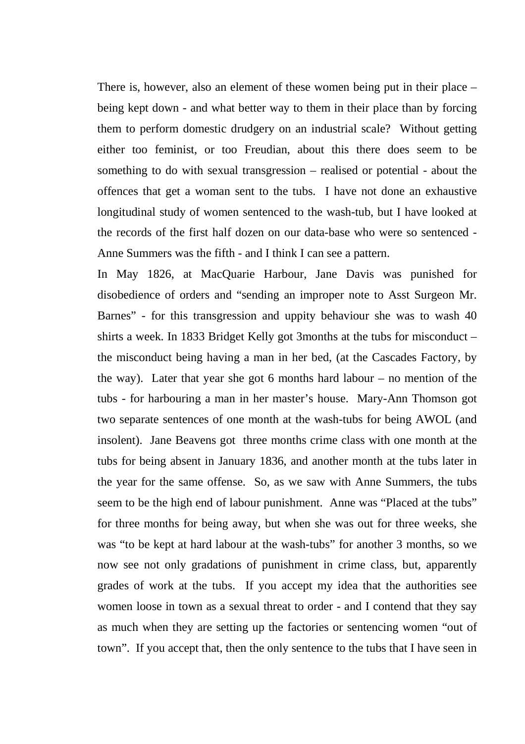There is, however, also an element of these women being put in their place – being kept down - and what better way to them in their place than by forcing them to perform domestic drudgery on an industrial scale? Without getting either too feminist, or too Freudian, about this there does seem to be something to do with sexual transgression – realised or potential - about the offences that get a woman sent to the tubs. I have not done an exhaustive longitudinal study of women sentenced to the wash-tub, but I have looked at the records of the first half dozen on our data-base who were so sentenced - Anne Summers was the fifth - and I think I can see a pattern.

In May 1826, at MacQuarie Harbour, Jane Davis was punished for disobedience of orders and "sending an improper note to Asst Surgeon Mr. Barnes" - for this transgression and uppity behaviour she was to wash 40 shirts a week. In 1833 Bridget Kelly got 3months at the tubs for misconduct – the misconduct being having a man in her bed, (at the Cascades Factory, by the way). Later that year she got 6 months hard labour – no mention of the tubs - for harbouring a man in her master's house. Mary-Ann Thomson got two separate sentences of one month at the wash-tubs for being AWOL (and insolent). Jane Beavens got three months crime class with one month at the tubs for being absent in January 1836, and another month at the tubs later in the year for the same offense. So, as we saw with Anne Summers, the tubs seem to be the high end of labour punishment. Anne was "Placed at the tubs" for three months for being away, but when she was out for three weeks, she was "to be kept at hard labour at the wash-tubs" for another 3 months, so we now see not only gradations of punishment in crime class, but, apparently grades of work at the tubs. If you accept my idea that the authorities see women loose in town as a sexual threat to order - and I contend that they say as much when they are setting up the factories or sentencing women "out of town". If you accept that, then the only sentence to the tubs that I have seen in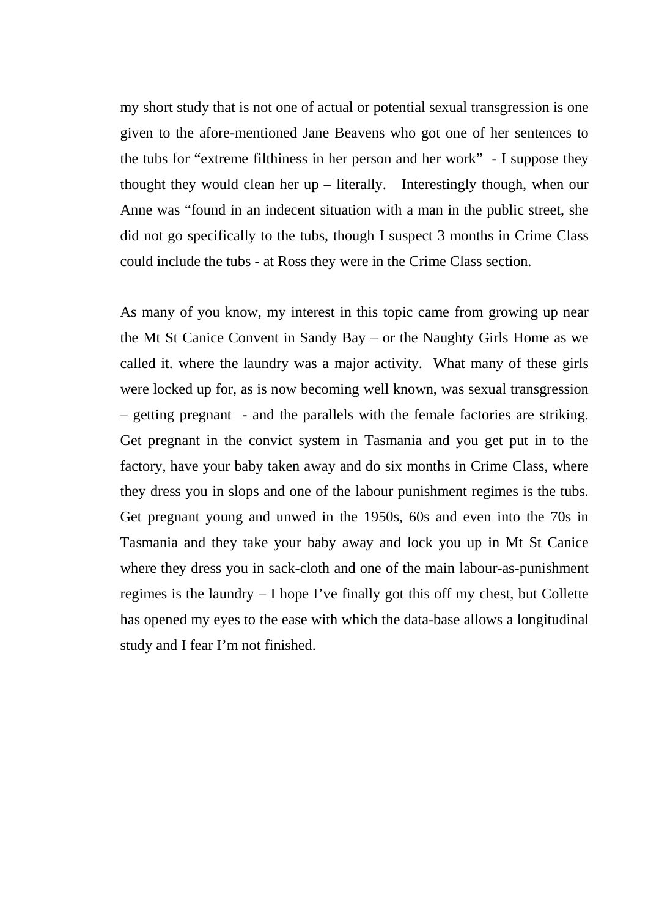my short study that is not one of actual or potential sexual transgression is one given to the afore-mentioned Jane Beavens who got one of her sentences to the tubs for "extreme filthiness in her person and her work" - I suppose they thought they would clean her up – literally. Interestingly though, when our Anne was "found in an indecent situation with a man in the public street, she did not go specifically to the tubs, though I suspect 3 months in Crime Class could include the tubs - at Ross they were in the Crime Class section.

As many of you know, my interest in this topic came from growing up near the Mt St Canice Convent in Sandy Bay – or the Naughty Girls Home as we called it. where the laundry was a major activity. What many of these girls were locked up for, as is now becoming well known, was sexual transgression – getting pregnant - and the parallels with the female factories are striking. Get pregnant in the convict system in Tasmania and you get put in to the factory, have your baby taken away and do six months in Crime Class, where they dress you in slops and one of the labour punishment regimes is the tubs. Get pregnant young and unwed in the 1950s, 60s and even into the 70s in Tasmania and they take your baby away and lock you up in Mt St Canice where they dress you in sack-cloth and one of the main labour-as-punishment regimes is the laundry – I hope I've finally got this off my chest, but Collette has opened my eyes to the ease with which the data-base allows a longitudinal study and I fear I'm not finished.